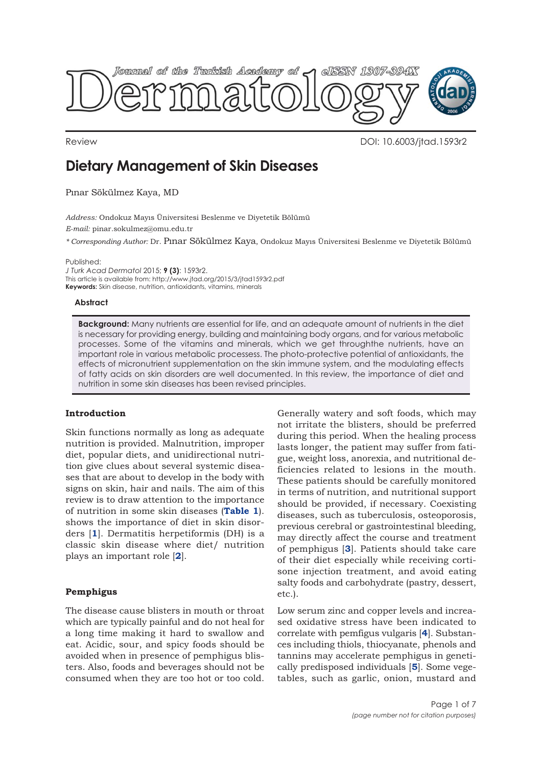Review

DOI: 10.6003/jtad.1593r2

# Dietary Management of Skin Diseases

Pınar Sökülmez Kaya, MD

*Address:* Ondokuz Mayıs Üniversitesi Beslenme ve Diyetetik Bölümü
*E-mail:* pinar.sokulmez@omu.edu.tr
*\* Corresponding Author:* Dr. Pınar Sökülmez Kaya, Ondokuz Mayıs Üniversitesi Beslenme ve Diyetetik Bölümü

Published:
*J Turk Acad Dermatol* 2015; **9 (3)**: 1593r2.
This article is available from: http://www.jtad.org/2015/3/jtad1593r2.pdf
**Keywords:** Skin disease, nutrition, antioxidants, vitamins, minerals

### Abstract

**Background:** Many nutrients are essential for life, and an adequate amount of nutrients in the diet is necessary for providing energy, building and maintaining body organs, and for various metabolic processes. Some of the vitamins and minerals, which we get throughthe nutrients, have an important role in various metabolic processes. The photo-protective potential of antioxidants, the effects of micronutrient supplementation on the skin immune system, and the modulating effects of fatty acids on skin disorders are well documented. In this review, the importance of diet and nutrition in some skin diseases has been revised principles.

## Introduction

Skin functions normally as long as adequate nutrition is provided. Malnutrition, improper diet, popular diets, and unidirectional nutrition give clues about several systemic diseases that are about to develop in the body with signs on skin, hair and nails. The aim of this review is to draw attention to the importance of nutrition in some skin diseases (**Table 1**). shows the importance of diet in skin disorders [**1**]. Dermatitis herpetiformis (DH) is a classic skin disease where diet/ nutrition plays an important role [**2**].

## Pemphigus

The disease cause blisters in mouth or throat which are typically painful and do not heal for a long time making it hard to swallow and eat. Acidic, sour, and spicy foods should be avoided when in presence of pemphigus blisters. Also, foods and beverages should not be consumed when they are too hot or too cold. Generally watery and soft foods, which may not irritate the blisters, should be preferred during this period. When the healing process lasts longer, the patient may suffer from fatigue, weight loss, anorexia, and nutritional deficiencies related to lesions in the mouth. These patients should be carefully monitored in terms of nutrition, and nutritional support should be provided, if necessary. Coexisting diseases, such as tuberculosis, osteoporosis, previous cerebral or gastrointestinal bleeding, may directly affect the course and treatment of pemphigus [**3**]. Patients should take care of their diet especially while receiving cortisone injection treatment, and avoid eating salty foods and carbohydrate (pastry, dessert, etc.).

Low serum zinc and copper levels and increased oxidative stress have been indicated to correlate with pemfigus vulgaris [**4**]. Substances including thiols, thiocyanate, phenols and tannins may accelerate pemphigus in genetically predisposed individuals [**5**]. Some vegetables, such as garlic, onion, mustard and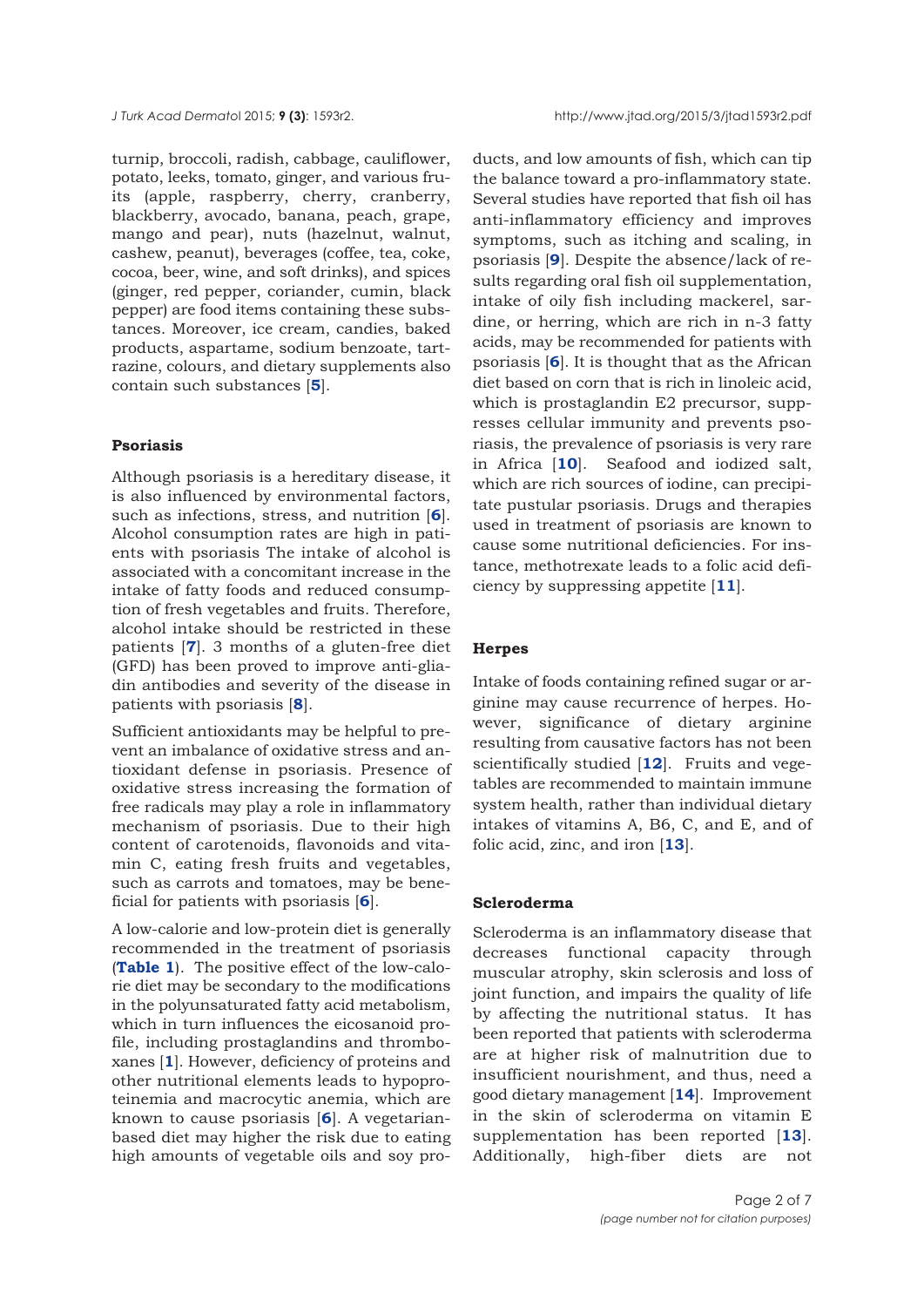turnip, broccoli, radish, cabbage, cauliflower, potato, leeks, tomato, ginger, and various fruits (apple, raspberry, cherry, cranberry, blackberry, avocado, banana, peach, grape, mango and pear), nuts (hazelnut, walnut, cashew, peanut), beverages (coffee, tea, coke, cocoa, beer, wine, and soft drinks), and spices (ginger, red pepper, coriander, cumin, black pepper) are food items containing these substances. Moreover, ice cream, candies, baked products, aspartame, sodium benzoate, tartrazine, colours, and dietary supplements also contain such substances [**5**].

#### Psoriasis

Although psoriasis is a hereditary disease, it is also influenced by environmental factors, such as infections, stress, and nutrition [**6**]. Alcohol consumption rates are high in patients with psoriasis The intake of alcohol is associated with a concomitant increase in the intake of fatty foods and reduced consumption of fresh vegetables and fruits. Therefore, alcohol intake should be restricted in these patients [**7**]. 3 months of a gluten-free diet (GFD) has been proved to improve anti-gliadin antibodies and severity of the disease in patients with psoriasis [**8**].

Sufficient antioxidants may be helpful to prevent an imbalance of oxidative stress and antioxidant defense in psoriasis. Presence of oxidative stress increasing the formation of free radicals may play a role in inflammatory mechanism of psoriasis. Due to their high content of carotenoids, flavonoids and vitamin C, eating fresh fruits and vegetables, such as carrots and tomatoes, may be beneficial for patients with psoriasis [**6**].

A low-calorie and low-protein diet is generally recommended in the treatment of psoriasis (**Table 1**). The positive effect of the low-calorie diet may be secondary to the modifications in the polyunsaturated fatty acid metabolism, which in turn influences the eicosanoid profile, including prostaglandins and thromboxanes [**1**]. However, deficiency of proteins and other nutritional elements leads to hypoproteinemia and macrocytic anemia, which are known to cause psoriasis [**6**]. A vegetarian-based diet may higher the risk due to eating high amounts of vegetable oils and soy products, and low amounts of fish, which can tip the balance toward a pro-inflammatory state. Several studies have reported that fish oil has anti-inflammatory efficiency and improves symptoms, such as itching and scaling, in psoriasis [**9**]. Despite the absence/lack of results regarding oral fish oil supplementation, intake of oily fish including mackerel, sardine, or herring, which are rich in n-3 fatty acids, may be recommended for patients with psoriasis [**6**]. It is thought that as the African diet based on corn that is rich in linoleic acid, which is prostaglandin E2 precursor, suppresses cellular immunity and prevents psoriasis, the prevalence of psoriasis is very rare in Africa [**10**]. Seafood and iodized salt, which are rich sources of iodine, can precipitate pustular psoriasis. Drugs and therapies used in treatment of psoriasis are known to cause some nutritional deficiencies. For instance, methotrexate leads to a folic acid deficiency by suppressing appetite [**11**].

#### Herpes

Intake of foods containing refined sugar or arginine may cause recurrence of herpes. However, significance of dietary arginine resulting from causative factors has not been scientifically studied [**12**]. Fruits and vegetables are recommended to maintain immune system health, rather than individual dietary intakes of vitamins A, B6, C, and E, and of folic acid, zinc, and iron [**13**].

#### Scleroderma

Scleroderma is an inflammatory disease that decreases functional capacity through muscular atrophy, skin sclerosis and loss of joint function, and impairs the quality of life by affecting the nutritional status. It has been reported that patients with scleroderma are at higher risk of malnutrition due to insufficient nourishment, and thus, need a good dietary management [**14**]. Improvement in the skin of scleroderma on vitamin E supplementation has been reported [**13**]. Additionally, high-fiber diets are not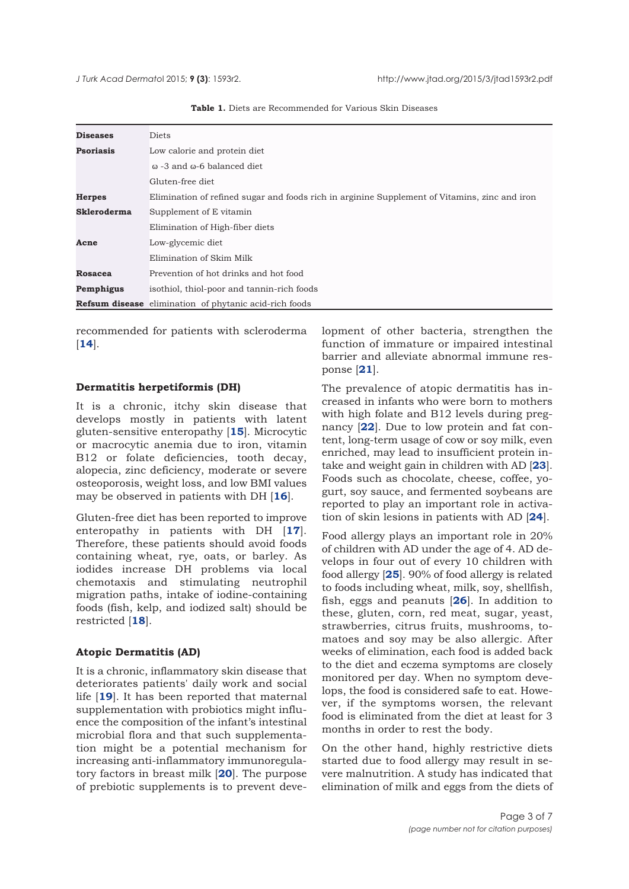**Table 1.** Diets are Recommended for Various Skin Diseases

| **Diseases** | Diets |
|---|---|
| **Psoriasis** | Low calorie and protein diet |
| | ω -3 and ω-6 balanced diet |
| | Gluten-free diet |
| **Herpes** | Elimination of refined sugar and foods rich in arginine Supplement of Vitamins, zinc and iron |
| **Skleroderma** | Supplement of E vitamin |
| | Elimination of High-fiber diets |
| **Acne** | Low-glycemic diet |
| | Elimination of Skim Milk |
| **Rosacea** | Prevention of hot drinks and hot food |
| **Pemphigus** | isothiol, thiol-poor and tannin-rich foods |
| **Refsum disease** | elimination of phytanic acid-rich foods |

recommended for patients with scleroderma [14].

### Dermatitis herpetiformis (DH)

It is a chronic, itchy skin disease that develops mostly in patients with latent gluten-sensitive enteropathy [15]. Microcytic or macrocytic anemia due to iron, vitamin B12 or folate deficiencies, tooth decay, alopecia, zinc deficiency, moderate or severe osteoporosis, weight loss, and low BMI values may be observed in patients with DH [16].

Gluten-free diet has been reported to improve enteropathy in patients with DH [17]. Therefore, these patients should avoid foods containing wheat, rye, oats, or barley. As iodides increase DH problems via local chemotaxis and stimulating neutrophil migration paths, intake of iodine-containing foods (fish, kelp, and iodized salt) should be restricted [18].

### Atopic Dermatitis (AD)

It is a chronic, inflammatory skin disease that deteriorates patients' daily work and social life [19]. It has been reported that maternal supplementation with probiotics might influence the composition of the infant's intestinal microbial flora and that such supplementation might be a potential mechanism for increasing anti-inflammatory immunoregulatory factors in breast milk [20]. The purpose of prebiotic supplements is to prevent development of other bacteria, strengthen the function of immature or impaired intestinal barrier and alleviate abnormal immune response [21].

The prevalence of atopic dermatitis has increased in infants who were born to mothers with high folate and B12 levels during pregnancy [22]. Due to low protein and fat content, long-term usage of cow or soy milk, even enriched, may lead to insufficient protein intake and weight gain in children with AD [23]. Foods such as chocolate, cheese, coffee, yogurt, soy sauce, and fermented soybeans are reported to play an important role in activation of skin lesions in patients with AD [24].

Food allergy plays an important role in 20% of children with AD under the age of 4. AD develops in four out of every 10 children with food allergy [25]. 90% of food allergy is related to foods including wheat, milk, soy, shellfish, fish, eggs and peanuts [26]. In addition to these, gluten, corn, red meat, sugar, yeast, strawberries, citrus fruits, mushrooms, tomatoes and soy may be also allergic. After weeks of elimination, each food is added back to the diet and eczema symptoms are closely monitored per day. When no symptom develops, the food is considered safe to eat. However, if the symptoms worsen, the relevant food is eliminated from the diet at least for 3 months in order to rest the body.

On the other hand, highly restrictive diets started due to food allergy may result in severe malnutrition. A study has indicated that elimination of milk and eggs from the diets of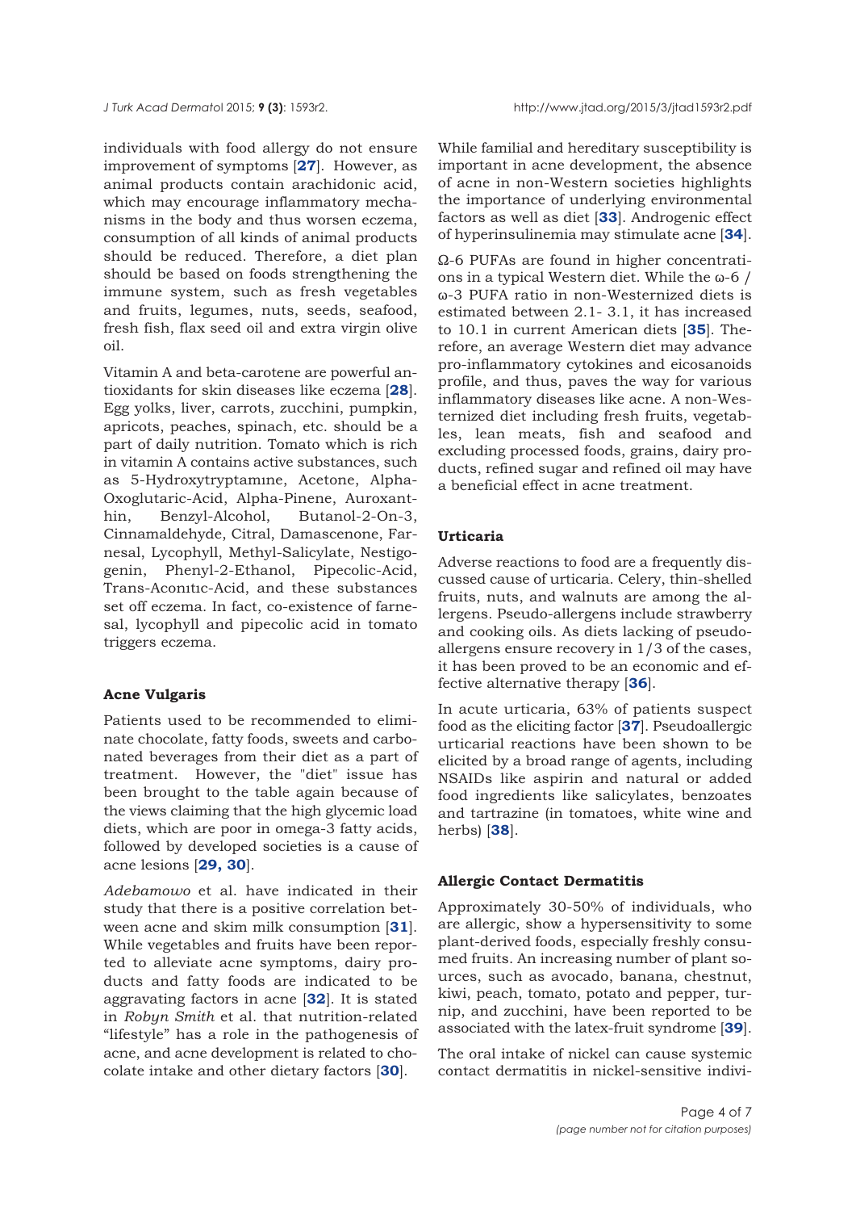individuals with food allergy do not ensure improvement of symptoms [**27**]. However, as animal products contain arachidonic acid, which may encourage inflammatory mechanisms in the body and thus worsen eczema, consumption of all kinds of animal products should be reduced. Therefore, a diet plan should be based on foods strengthening the immune system, such as fresh vegetables and fruits, legumes, nuts, seeds, seafood, fresh fish, flax seed oil and extra virgin olive oil.

Vitamin A and beta-carotene are powerful antioxidants for skin diseases like eczema [**28**]. Egg yolks, liver, carrots, zucchini, pumpkin, apricots, peaches, spinach, etc. should be a part of daily nutrition. Tomato which is rich in vitamin A contains active substances, such as 5-Hydroxytryptamıne, Acetone, Alpha-Oxoglutaric-Acid, Alpha-Pinene, Auroxanthin, Benzyl-Alcohol, Butanol-2-On-3, Cinnamaldehyde, Citral, Damascenone, Farnesal, Lycophyll, Methyl-Salicylate, Nestigogenin, Phenyl-2-Ethanol, Pipecolic-Acid, Trans-Aconıtıc-Acid, and these substances set off eczema. In fact, co-existence of farnesal, lycophyll and pipecolic acid in tomato triggers eczema.

### Acne Vulgaris

Patients used to be recommended to eliminate chocolate, fatty foods, sweets and carbonated beverages from their diet as a part of treatment. However, the "diet" issue has been brought to the table again because of the views claiming that the high glycemic load diets, which are poor in omega-3 fatty acids, followed by developed societies is a cause of acne lesions [**29, 30**].

*Adebamowo* et al. have indicated in their study that there is a positive correlation between acne and skim milk consumption [**31**]. While vegetables and fruits have been reported to alleviate acne symptoms, dairy products and fatty foods are indicated to be aggravating factors in acne [**32**]. It is stated in *Robyn Smith* et al. that nutrition-related "lifestyle" has a role in the pathogenesis of acne, and acne development is related to chocolate intake and other dietary factors [**30**].

While familial and hereditary susceptibility is important in acne development, the absence of acne in non-Western societies highlights the importance of underlying environmental factors as well as diet [**33**]. Androgenic effect of hyperinsulinemia may stimulate acne [**34**].

Ω-6 PUFAs are found in higher concentrations in a typical Western diet. While the ω-6 / ω-3 PUFA ratio in non-Westernized diets is estimated between 2.1- 3.1, it has increased to 10.1 in current American diets [**35**]. Therefore, an average Western diet may advance pro-inflammatory cytokines and eicosanoids profile, and thus, paves the way for various inflammatory diseases like acne. A non-Westernized diet including fresh fruits, vegetables, lean meats, fish and seafood and excluding processed foods, grains, dairy products, refined sugar and refined oil may have a beneficial effect in acne treatment.

### Urticaria

Adverse reactions to food are a frequently discussed cause of urticaria. Celery, thin-shelled fruits, nuts, and walnuts are among the allergens. Pseudo-allergens include strawberry and cooking oils. As diets lacking of pseudo-allergens ensure recovery in 1/3 of the cases, it has been proved to be an economic and effective alternative therapy [**36**].

In acute urticaria, 63% of patients suspect food as the eliciting factor [**37**]. Pseudoallergic urticarial reactions have been shown to be elicited by a broad range of agents, including NSAIDs like aspirin and natural or added food ingredients like salicylates, benzoates and tartrazine (in tomatoes, white wine and herbs) [**38**].

### Allergic Contact Dermatitis

Approximately 30-50% of individuals, who are allergic, show a hypersensitivity to some plant-derived foods, especially freshly consumed fruits. An increasing number of plant sources, such as avocado, banana, chestnut, kiwi, peach, tomato, potato and pepper, turnip, and zucchini, have been reported to be associated with the latex-fruit syndrome [**39**].

The oral intake of nickel can cause systemic contact dermatitis in nickel-sensitive indivi-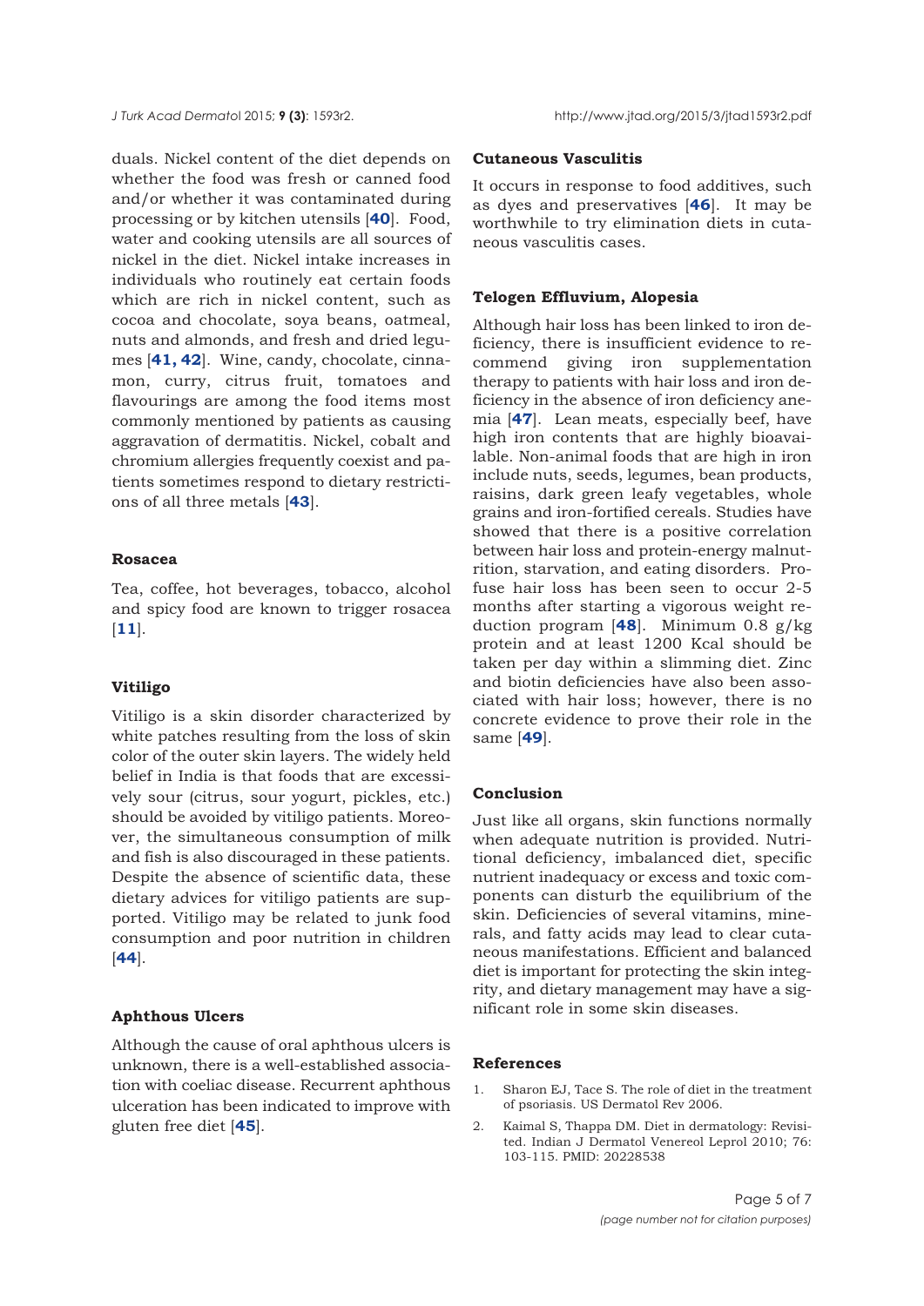duals. Nickel content of the diet depends on whether the food was fresh or canned food and/or whether it was contaminated during processing or by kitchen utensils [40]. Food, water and cooking utensils are all sources of nickel in the diet. Nickel intake increases in individuals who routinely eat certain foods which are rich in nickel content, such as cocoa and chocolate, soya beans, oatmeal, nuts and almonds, and fresh and dried legumes [41, 42]. Wine, candy, chocolate, cinnamon, curry, citrus fruit, tomatoes and flavourings are among the food items most commonly mentioned by patients as causing aggravation of dermatitis. Nickel, cobalt and chromium allergies frequently coexist and patients sometimes respond to dietary restrictions of all three metals [43].

### Rosacea

Tea, coffee, hot beverages, tobacco, alcohol and spicy food are known to trigger rosacea [11].

### Vitiligo

Vitiligo is a skin disorder characterized by white patches resulting from the loss of skin color of the outer skin layers. The widely held belief in India is that foods that are excessively sour (citrus, sour yogurt, pickles, etc.) should be avoided by vitiligo patients. Moreover, the simultaneous consumption of milk and fish is also discouraged in these patients. Despite the absence of scientific data, these dietary advices for vitiligo patients are supported. Vitiligo may be related to junk food consumption and poor nutrition in children [44].

### Aphthous Ulcers

Although the cause of oral aphthous ulcers is unknown, there is a well-established association with coeliac disease. Recurrent aphthous ulceration has been indicated to improve with gluten free diet [45].

### Cutaneous Vasculitis

It occurs in response to food additives, such as dyes and preservatives [46]. It may be worthwhile to try elimination diets in cutaneous vasculitis cases.

### Telogen Effluvium, Alopesia

Although hair loss has been linked to iron deficiency, there is insufficient evidence to recommend giving iron supplementation therapy to patients with hair loss and iron deficiency in the absence of iron deficiency anemia [47]. Lean meats, especially beef, have high iron contents that are highly bioavailable. Non-animal foods that are high in iron include nuts, seeds, legumes, bean products, raisins, dark green leafy vegetables, whole grains and iron-fortified cereals. Studies have showed that there is a positive correlation between hair loss and protein-energy malnutrition, starvation, and eating disorders. Profuse hair loss has been seen to occur 2-5 months after starting a vigorous weight reduction program [48]. Minimum 0.8 g/kg protein and at least 1200 Kcal should be taken per day within a slimming diet. Zinc and biotin deficiencies have also been associated with hair loss; however, there is no concrete evidence to prove their role in the same [49].

## Conclusion

Just like all organs, skin functions normally when adequate nutrition is provided. Nutritional deficiency, imbalanced diet, specific nutrient inadequacy or excess and toxic components can disturb the equilibrium of the skin. Deficiencies of several vitamins, minerals, and fatty acids may lead to clear cutaneous manifestations. Efficient and balanced diet is important for protecting the skin integrity, and dietary management may have a significant role in some skin diseases.

## References

1. Sharon EJ, Tace S. The role of diet in the treatment of psoriasis. US Dermatol Rev 2006.
2. Kaimal S, Thappa DM. Diet in dermatology: Revisited. Indian J Dermatol Venereol Leprol 2010; 76: 103-115. PMID: 20228538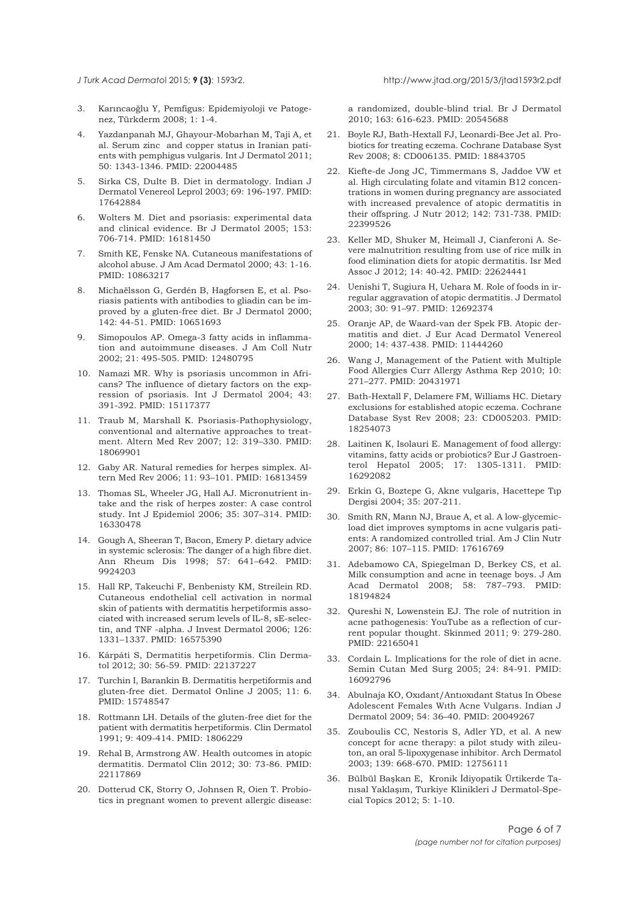3. Karıncaoğlu Y, Pemfigus: Epidemiyoloji ve Patogenez, Türkderm 2008; 1: 1-4.

4. Yazdanpanah MJ, Ghayour-Mobarhan M, Taji A, et al. Serum zinc and copper status in Iranian patients with pemphigus vulgaris. Int J Dermatol 2011; 50: 1343-1346. PMID: 22004485

5. Sirka CS, Dulte B. Diet in dermatology. Indian J Dermatol Venereol Leprol 2003; 69: 196-197. PMID: 17642884

6. Wolters M. Diet and psoriasis: experimental data and clinical evidence. Br J Dermatol 2005; 153: 706-714. PMID: 16181450

7. Smith KE, Fenske NA. Cutaneous manifestations of alcohol abuse. J Am Acad Dermatol 2000; 43: 1-16. PMID: 10863217

8. Michaëlsson G, Gerdén B, Hagforsen E, et al. Psoriasis patients with antibodies to gliadin can be improved by a gluten-free diet. Br J Dermatol 2000; 142: 44-51. PMID: 10651693

9. Simopoulos AP. Omega-3 fatty acids in inflammation and autoimmune diseases. J Am Coll Nutr 2002; 21: 495-505. PMID: 12480795

10. Namazi MR. Why is psoriasis uncommon in Africans? The influence of dietary factors on the expression of psoriasis. Int J Dermatol 2004; 43: 391-392. PMID: 15117377

11. Traub M, Marshall K. Psoriasis-Pathophysiology, conventional and alternative approaches to treatment. Altern Med Rev 2007; 12: 319–330. PMID: 18069901

12. Gaby AR. Natural remedies for herpes simplex. Altern Med Rev 2006; 11: 93–101. PMID: 16813459

13. Thomas SL, Wheeler JG, Hall AJ. Micronutrient intake and the risk of herpes zoster: A case control study. Int J Epidemiol 2006; 35: 307–314. PMID: 16330478

14. Gough A, Sheeran T, Bacon, Emery P. dietary advice in systemic sclerosis: The danger of a high fibre diet. Ann Rheum Dis 1998; 57: 641–642. PMID: 9924203

15. Hall RP, Takeuchi F, Benbenisty KM, Streilein RD. Cutaneous endothelial cell activation in normal skin of patients with dermatitis herpetiformis associated with increased serum levels of IL-8, sE-selectin, and TNF -alpha. J Invest Dermatol 2006; 126: 1331–1337. PMID: 16575390

16. Kárpáti S, Dermatitis herpetiformis. Clin Dermatol 2012; 30: 56-59. PMID: 22137227

17. Turchin I, Barankin B. Dermatitis herpetiformis and gluten-free diet. Dermatol Online J 2005; 11: 6. PMID: 15748547

18. Rottmann LH. Details of the gluten-free diet for the patient with dermatitis herpetiformis. Clin Dermatol 1991; 9: 409-414. PMID: 1806229

19. Rehal B, Armstrong AW. Health outcomes in atopic dermatitis. Dermatol Clin 2012; 30: 73-86. PMID: 22117869

20. Dotterud CK, Storry O, Johnsen R, Oien T. Probiotics in pregnant women to prevent allergic disease: a randomized, double-blind trial. Br J Dermatol 2010; 163: 616-623. PMID: 20545688

21. Boyle RJ, Bath-Hextall FJ, Leonardi-Bee Jet al. Probiotics for treating eczema. Cochrane Database Syst Rev 2008; 8: CD006135. PMID: 18843705

22. Kiefte-de Jong JC, Timmermans S, Jaddoe VW et al. High circulating folate and vitamin B12 concentrations in women during pregnancy are associated with increased prevalence of atopic dermatitis in their offspring. J Nutr 2012; 142: 731-738. PMID: 22399526

23. Keller MD, Shuker M, Heimall J, Cianferoni A. Severe malnutrition resulting from use of rice milk in food elimination diets for atopic dermatitis. Isr Med Assoc J 2012; 14: 40-42. PMID: 22624441

24. Uenishi T, Sugiura H, Uehara M. Role of foods in irregular aggravation of atopic dermatitis. J Dermatol 2003; 30: 91–97. PMID: 12692374

25. Oranje AP, de Waard-van der Spek FB. Atopic dermatitis and diet. J Eur Acad Dermatol Venereol 2000; 14: 437-438. PMID: 11444260

26. Wang J, Management of the Patient with Multiple Food Allergies Curr Allergy Asthma Rep 2010; 10: 271–277. PMID: 20431971

27. Bath-Hextall F, Delamere FM, Williams HC. Dietary exclusions for established atopic eczema. Cochrane Database Syst Rev 2008; 23: CD005203. PMID: 18254073

28. Laitinen K, Isolauri E. Management of food allergy: vitamins, fatty acids or probiotics? Eur J Gastroenterol Hepatol 2005; 17: 1305-1311. PMID: 16292082

29. Erkin G, Boztepe G, Akne vulgaris, Hacettepe Tıp Dergisi 2004; 35: 207-211.

30. Smith RN, Mann NJ, Braue A, et al. A low-glycemic-load diet improves symptoms in acne vulgaris patients: A randomized controlled trial. Am J Clin Nutr 2007; 86: 107–115. PMID: 17616769

31. Adebamowo CA, Spiegelman D, Berkey CS, et al. Milk consumption and acne in teenage boys. J Am Acad Dermatol 2008; 58: 787–793. PMID: 18194824

32. Qureshi N, Lowenstein EJ. The role of nutrition in acne pathogenesis: YouTube as a reflection of current popular thought. Skinmed 2011; 9: 279-280. PMID: 22165041

33. Cordain L. Implications for the role of diet in acne. Semin Cutan Med Surg 2005; 24: 84-91. PMID: 16092796

34. Abulnaja KO, Oxıdant/Antıoxıdant Status In Obese Adolescent Females Wıth Acne Vulgarıs. Indian J Dermatol 2009; 54: 36–40. PMID: 20049267

35. Zouboulis CC, Nestoris S, Adler YD, et al. A new concept for acne therapy: a pilot study with zileuton, an oral 5-lipoxygenase inhibitor. Arch Dermatol 2003; 139: 668-670. PMID: 12756111

36. Bülbül Başkan E, Kronik İdiyopatik Ürtikerde Tanısal Yaklaşım, Turkiye Klinikleri J Dermatol-Special Topics 2012; 5: 1-10.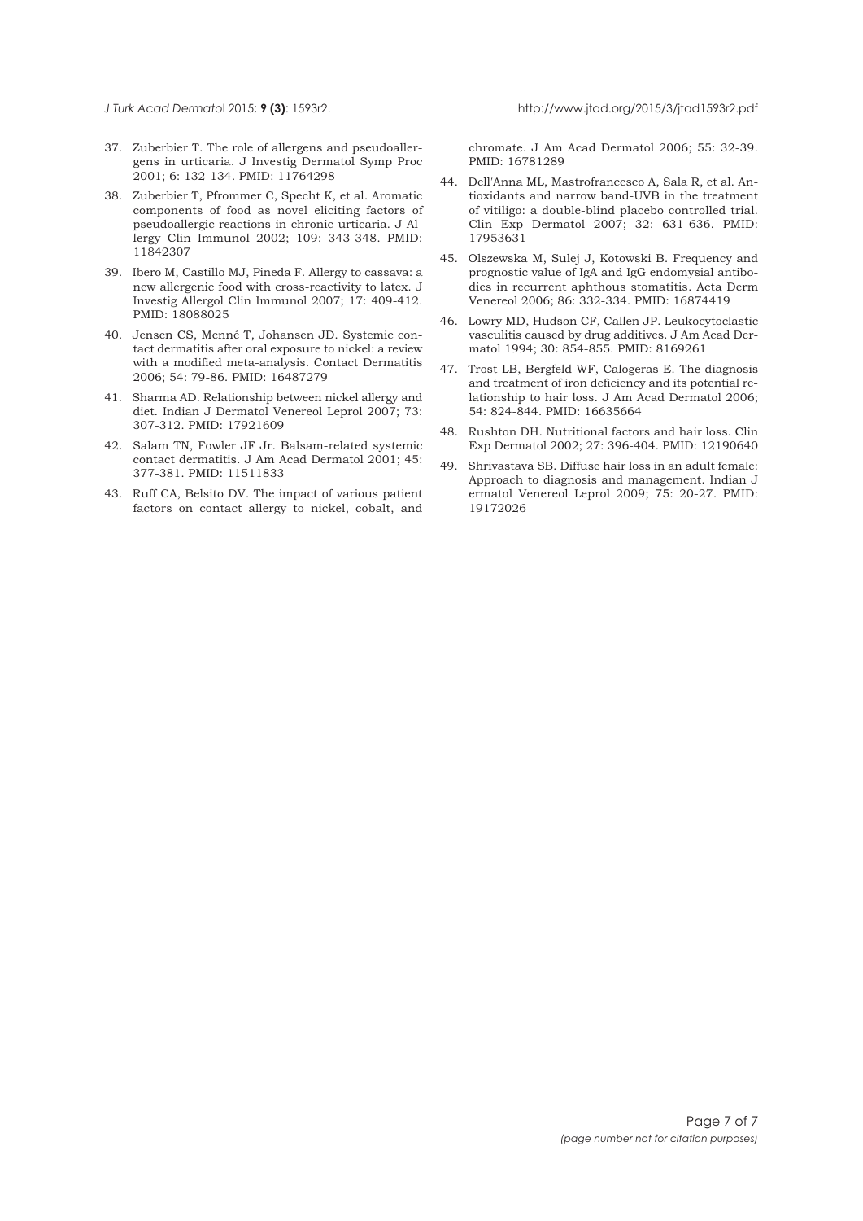37. Zuberbier T. The role of allergens and pseudoallergens in urticaria. J Investig Dermatol Symp Proc 2001; 6: 132-134. PMID: 11764298
38. Zuberbier T, Pfrommer C, Specht K, et al. Aromatic components of food as novel eliciting factors of pseudoallergic reactions in chronic urticaria. J Allergy Clin Immunol 2002; 109: 343-348. PMID: 11842307
39. Ibero M, Castillo MJ, Pineda F. Allergy to cassava: a new allergenic food with cross-reactivity to latex. J Investig Allergol Clin Immunol 2007; 17: 409-412. PMID: 18088025
40. Jensen CS, Menné T, Johansen JD. Systemic contact dermatitis after oral exposure to nickel: a review with a modified meta-analysis. Contact Dermatitis 2006; 54: 79-86. PMID: 16487279
41. Sharma AD. Relationship between nickel allergy and diet. Indian J Dermatol Venereol Leprol 2007; 73: 307-312. PMID: 17921609
42. Salam TN, Fowler JF Jr. Balsam-related systemic contact dermatitis. J Am Acad Dermatol 2001; 45: 377-381. PMID: 11511833
43. Ruff CA, Belsito DV. The impact of various patient factors on contact allergy to nickel, cobalt, and chromate. J Am Acad Dermatol 2006; 55: 32-39. PMID: 16781289
44. Dell'Anna ML, Mastrofrancesco A, Sala R, et al. Antioxidants and narrow band-UVB in the treatment of vitiligo: a double-blind placebo controlled trial. Clin Exp Dermatol 2007; 32: 631-636. PMID: 17953631
45. Olszewska M, Sulej J, Kotowski B. Frequency and prognostic value of IgA and IgG endomysial antibodies in recurrent aphthous stomatitis. Acta Derm Venereol 2006; 86: 332-334. PMID: 16874419
46. Lowry MD, Hudson CF, Callen JP. Leukocytoclastic vasculitis caused by drug additives. J Am Acad Dermatol 1994; 30: 854-855. PMID: 8169261
47. Trost LB, Bergfeld WF, Calogeras E. The diagnosis and treatment of iron deficiency and its potential relationship to hair loss. J Am Acad Dermatol 2006; 54: 824-844. PMID: 16635664
48. Rushton DH. Nutritional factors and hair loss. Clin Exp Dermatol 2002; 27: 396-404. PMID: 12190640
49. Shrivastava SB. Diffuse hair loss in an adult female: Approach to diagnosis and management. Indian J ermatol Venereol Leprol 2009; 75: 20-27. PMID: 19172026